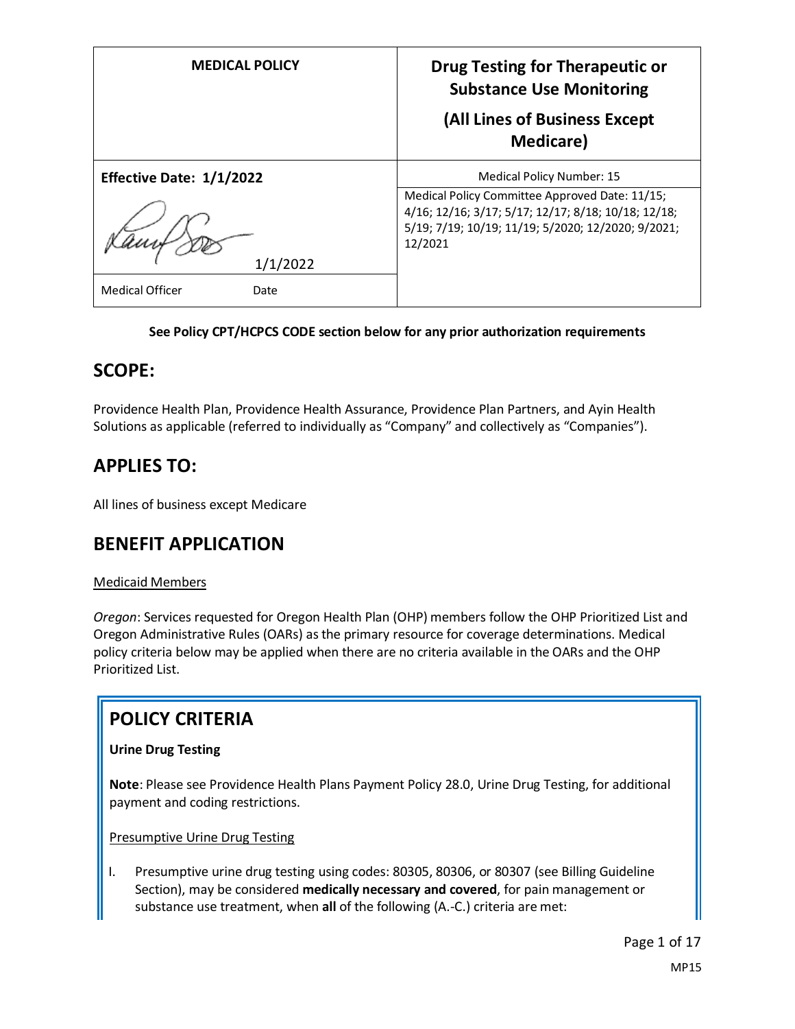| MEDICAL POLICY | Drug Testing for Therapeutic or Substance Use Monitoring<br><br>(All Lines of Business Except Medicare) |
|---|---|
| **Effective Date: 1/1/2022** | Medical Policy Number: 15 |
| 1/1/2022 | Medical Policy Committee Approved Date: 11/15; 4/16; 12/16; 3/17; 5/17; 12/17; 8/18; 10/18; 12/18; 5/19; 7/19; 10/19; 11/19; 5/2020; 12/2020; 9/2021; 12/2021 |
| Medical Officer Date | |

**See Policy CPT/HCPCS CODE section below for any prior authorization requirements**

## SCOPE:

Providence Health Plan, Providence Health Assurance, Providence Plan Partners, and Ayin Health Solutions as applicable (referred to individually as "Company" and collectively as "Companies").

## APPLIES TO:

All lines of business except Medicare

## BENEFIT APPLICATION

Medicaid Members

*Oregon*: Services requested for Oregon Health Plan (OHP) members follow the OHP Prioritized List and Oregon Administrative Rules (OARs) as the primary resource for coverage determinations. Medical policy criteria below may be applied when there are no criteria available in the OARs and the OHP Prioritized List.

## POLICY CRITERIA

**Urine Drug Testing**

**Note**: Please see Providence Health Plans Payment Policy 28.0, Urine Drug Testing, for additional payment and coding restrictions.

Presumptive Urine Drug Testing

I. Presumptive urine drug testing using codes: 80305, 80306, or 80307 (see Billing Guideline Section), may be considered **medically necessary and covered**, for pain management or substance use treatment, when **all** of the following (A.-C.) criteria are met: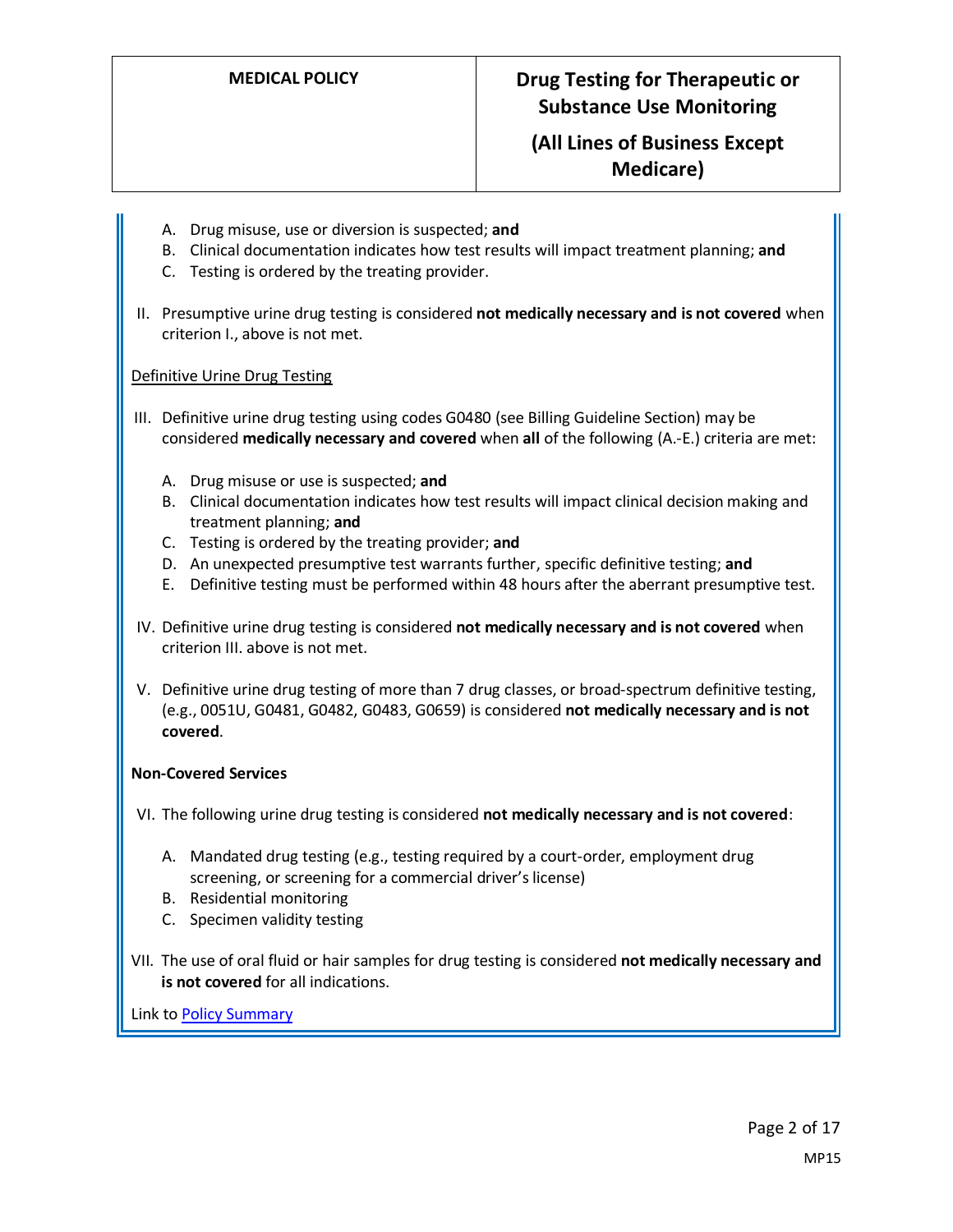A. Drug misuse, use or diversion is suspected; **and**
B. Clinical documentation indicates how test results will impact treatment planning; **and**
C. Testing is ordered by the treating provider.

II. Presumptive urine drug testing is considered **not medically necessary and is not covered** when criterion I., above is not met.

Definitive Urine Drug Testing

III. Definitive urine drug testing using codes G0480 (see Billing Guideline Section) may be considered **medically necessary and covered** when **all** of the following (A.-E.) criteria are met:

A. Drug misuse or use is suspected; **and**
B. Clinical documentation indicates how test results will impact clinical decision making and treatment planning; **and**
C. Testing is ordered by the treating provider; **and**
D. An unexpected presumptive test warrants further, specific definitive testing; **and**
E. Definitive testing must be performed within 48 hours after the aberrant presumptive test.

IV. Definitive urine drug testing is considered **not medically necessary and is not covered** when criterion III. above is not met.

V. Definitive urine drug testing of more than 7 drug classes, or broad-spectrum definitive testing, (e.g., 0051U, G0481, G0482, G0483, G0659) is considered **not medically necessary and is not covered**.

**Non-Covered Services**

VI. The following urine drug testing is considered **not medically necessary and is not covered**:

A. Mandated drug testing (e.g., testing required by a court-order, employment drug screening, or screening for a commercial driver's license)
B. Residential monitoring
C. Specimen validity testing

VII. The use of oral fluid or hair samples for drug testing is considered **not medically necessary and is not covered** for all indications.

Link to Policy Summary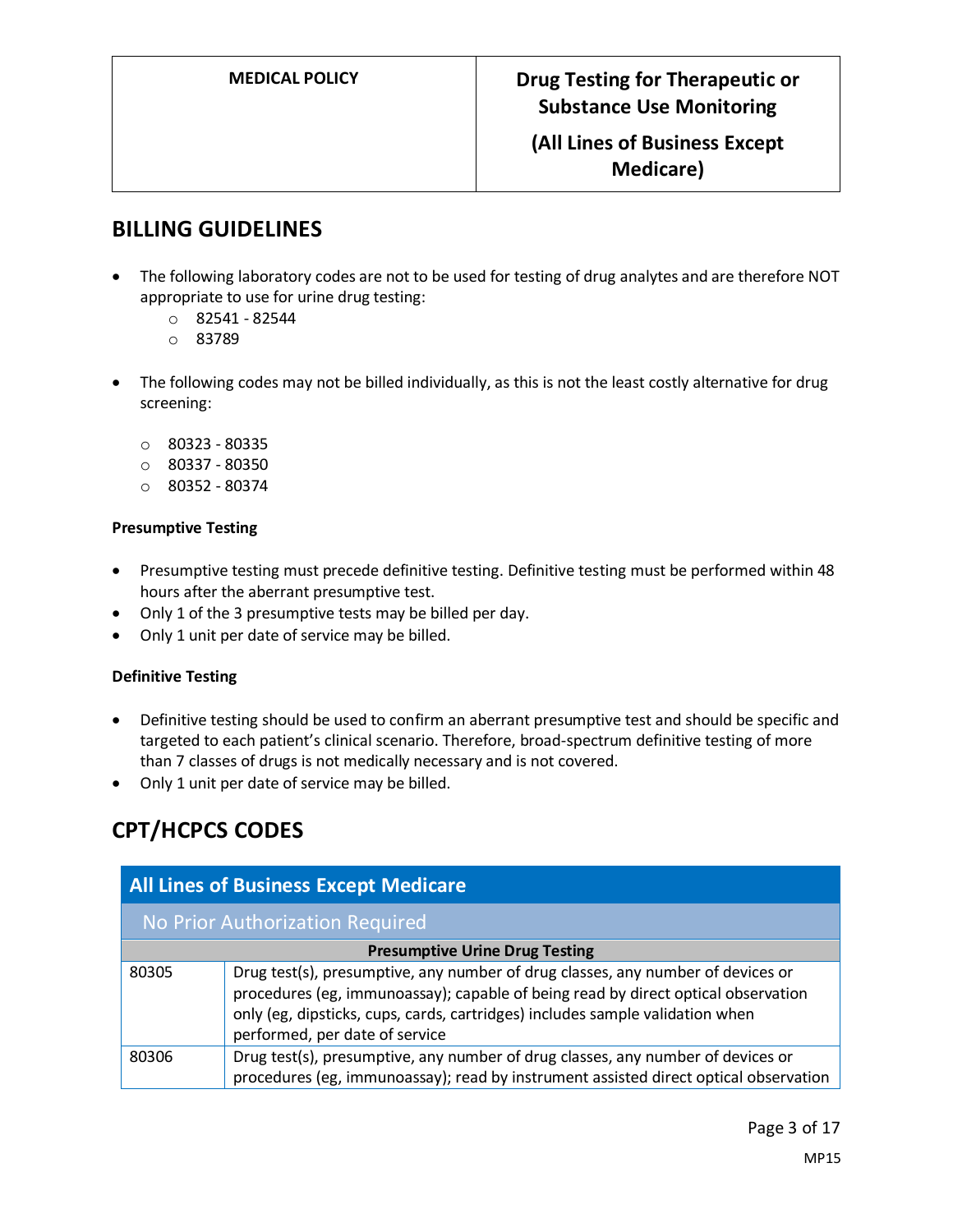## BILLING GUIDELINES

- The following laboratory codes are not to be used for testing of drug analytes and are therefore NOT appropriate to use for urine drug testing:
  - 82541 - 82544
  - 83789
- The following codes may not be billed individually, as this is not the least costly alternative for drug screening:
  - 80323 - 80335
  - 80337 - 80350
  - 80352 - 80374

**Presumptive Testing**

- Presumptive testing must precede definitive testing. Definitive testing must be performed within 48 hours after the aberrant presumptive test.
- Only 1 of the 3 presumptive tests may be billed per day.
- Only 1 unit per date of service may be billed.

**Definitive Testing**

- Definitive testing should be used to confirm an aberrant presumptive test and should be specific and targeted to each patient's clinical scenario. Therefore, broad-spectrum definitive testing of more than 7 classes of drugs is not medically necessary and is not covered.
- Only 1 unit per date of service may be billed.

## CPT/HCPCS CODES

| All Lines of Business Except Medicare | |
|---|---|
| No Prior Authorization Required | |
| **Presumptive Urine Drug Testing** | |
| 80305 | Drug test(s), presumptive, any number of drug classes, any number of devices or procedures (eg, immunoassay); capable of being read by direct optical observation only (eg, dipsticks, cups, cards, cartridges) includes sample validation when performed, per date of service |
| 80306 | Drug test(s), presumptive, any number of drug classes, any number of devices or procedures (eg, immunoassay); read by instrument assisted direct optical observation |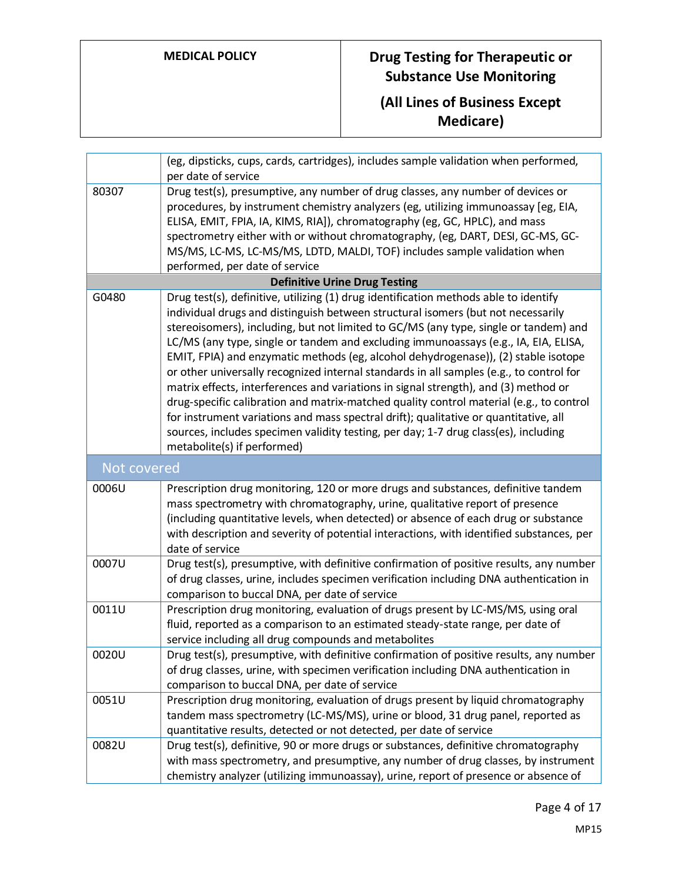| | |
|---|---|
| | (eg, dipsticks, cups, cards, cartridges), includes sample validation when performed, per date of service |
| 80307 | Drug test(s), presumptive, any number of drug classes, any number of devices or procedures, by instrument chemistry analyzers (eg, utilizing immunoassay [eg, EIA, ELISA, EMIT, FPIA, IA, KIMS, RIA]), chromatography (eg, GC, HPLC), and mass spectrometry either with or without chromatography, (eg, DART, DESI, GC-MS, GC-MS/MS, LC-MS, LC-MS/MS, LDTD, MALDI, TOF) includes sample validation when performed, per date of service |
| **Definitive Urine Drug Testing** | |
| G0480 | Drug test(s), definitive, utilizing (1) drug identification methods able to identify individual drugs and distinguish between structural isomers (but not necessarily stereoisomers), including, but not limited to GC/MS (any type, single or tandem) and LC/MS (any type, single or tandem and excluding immunoassays (e.g., IA, EIA, ELISA, EMIT, FPIA) and enzymatic methods (eg, alcohol dehydrogenase)), (2) stable isotope or other universally recognized internal standards in all samples (e.g., to control for matrix effects, interferences and variations in signal strength), and (3) method or drug-specific calibration and matrix-matched quality control material (e.g., to control for instrument variations and mass spectral drift); qualitative or quantitative, all sources, includes specimen validity testing, per day; 1-7 drug class(es), including metabolite(s) if performed) |
| **Not covered** | |
| 0006U | Prescription drug monitoring, 120 or more drugs and substances, definitive tandem mass spectrometry with chromatography, urine, qualitative report of presence (including quantitative levels, when detected) or absence of each drug or substance with description and severity of potential interactions, with identified substances, per date of service |
| 0007U | Drug test(s), presumptive, with definitive confirmation of positive results, any number of drug classes, urine, includes specimen verification including DNA authentication in comparison to buccal DNA, per date of service |
| 0011U | Prescription drug monitoring, evaluation of drugs present by LC-MS/MS, using oral fluid, reported as a comparison to an estimated steady-state range, per date of service including all drug compounds and metabolites |
| 0020U | Drug test(s), presumptive, with definitive confirmation of positive results, any number of drug classes, urine, with specimen verification including DNA authentication in comparison to buccal DNA, per date of service |
| 0051U | Prescription drug monitoring, evaluation of drugs present by liquid chromatography tandem mass spectrometry (LC-MS/MS), urine or blood, 31 drug panel, reported as quantitative results, detected or not detected, per date of service |
| 0082U | Drug test(s), definitive, 90 or more drugs or substances, definitive chromatography with mass spectrometry, and presumptive, any number of drug classes, by instrument chemistry analyzer (utilizing immunoassay), urine, report of presence or absence of |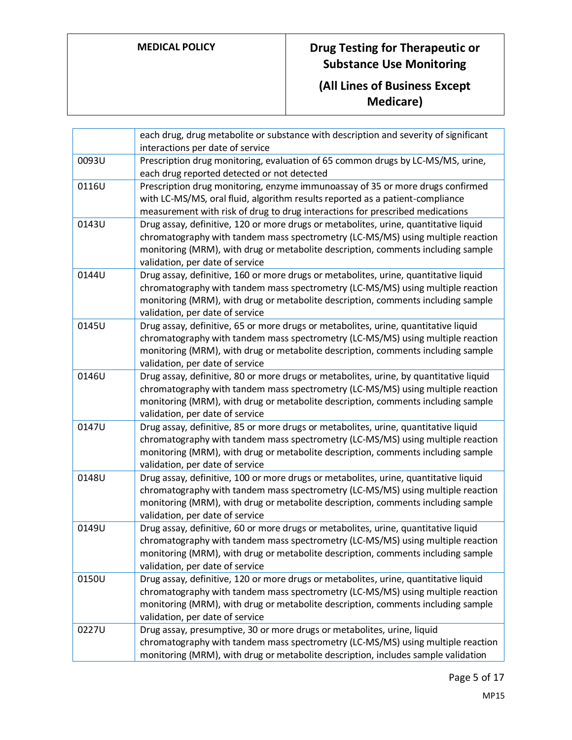| | |
|---|---|
| | each drug, drug metabolite or substance with description and severity of significant interactions per date of service |
| 0093U | Prescription drug monitoring, evaluation of 65 common drugs by LC-MS/MS, urine, each drug reported detected or not detected |
| 0116U | Prescription drug monitoring, enzyme immunoassay of 35 or more drugs confirmed with LC-MS/MS, oral fluid, algorithm results reported as a patient-compliance measurement with risk of drug to drug interactions for prescribed medications |
| 0143U | Drug assay, definitive, 120 or more drugs or metabolites, urine, quantitative liquid chromatography with tandem mass spectrometry (LC-MS/MS) using multiple reaction monitoring (MRM), with drug or metabolite description, comments including sample validation, per date of service |
| 0144U | Drug assay, definitive, 160 or more drugs or metabolites, urine, quantitative liquid chromatography with tandem mass spectrometry (LC-MS/MS) using multiple reaction monitoring (MRM), with drug or metabolite description, comments including sample validation, per date of service |
| 0145U | Drug assay, definitive, 65 or more drugs or metabolites, urine, quantitative liquid chromatography with tandem mass spectrometry (LC-MS/MS) using multiple reaction monitoring (MRM), with drug or metabolite description, comments including sample validation, per date of service |
| 0146U | Drug assay, definitive, 80 or more drugs or metabolites, urine, by quantitative liquid chromatography with tandem mass spectrometry (LC-MS/MS) using multiple reaction monitoring (MRM), with drug or metabolite description, comments including sample validation, per date of service |
| 0147U | Drug assay, definitive, 85 or more drugs or metabolites, urine, quantitative liquid chromatography with tandem mass spectrometry (LC-MS/MS) using multiple reaction monitoring (MRM), with drug or metabolite description, comments including sample validation, per date of service |
| 0148U | Drug assay, definitive, 100 or more drugs or metabolites, urine, quantitative liquid chromatography with tandem mass spectrometry (LC-MS/MS) using multiple reaction monitoring (MRM), with drug or metabolite description, comments including sample validation, per date of service |
| 0149U | Drug assay, definitive, 60 or more drugs or metabolites, urine, quantitative liquid chromatography with tandem mass spectrometry (LC-MS/MS) using multiple reaction monitoring (MRM), with drug or metabolite description, comments including sample validation, per date of service |
| 0150U | Drug assay, definitive, 120 or more drugs or metabolites, urine, quantitative liquid chromatography with tandem mass spectrometry (LC-MS/MS) using multiple reaction monitoring (MRM), with drug or metabolite description, comments including sample validation, per date of service |
| 0227U | Drug assay, presumptive, 30 or more drugs or metabolites, urine, liquid chromatography with tandem mass spectrometry (LC-MS/MS) using multiple reaction monitoring (MRM), with drug or metabolite description, includes sample validation |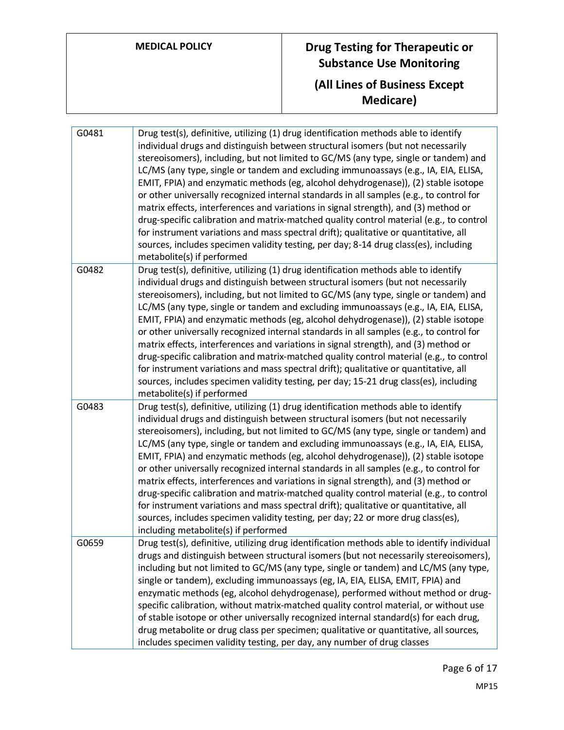| | |
|---|---|
| G0481 | Drug test(s), definitive, utilizing (1) drug identification methods able to identify individual drugs and distinguish between structural isomers (but not necessarily stereoisomers), including, but not limited to GC/MS (any type, single or tandem) and LC/MS (any type, single or tandem and excluding immunoassays (e.g., IA, EIA, ELISA, EMIT, FPIA) and enzymatic methods (eg, alcohol dehydrogenase)), (2) stable isotope or other universally recognized internal standards in all samples (e.g., to control for matrix effects, interferences and variations in signal strength), and (3) method or drug-specific calibration and matrix-matched quality control material (e.g., to control for instrument variations and mass spectral drift); qualitative or quantitative, all sources, includes specimen validity testing, per day; 8-14 drug class(es), including metabolite(s) if performed |
| G0482 | Drug test(s), definitive, utilizing (1) drug identification methods able to identify individual drugs and distinguish between structural isomers (but not necessarily stereoisomers), including, but not limited to GC/MS (any type, single or tandem) and LC/MS (any type, single or tandem and excluding immunoassays (e.g., IA, EIA, ELISA, EMIT, FPIA) and enzymatic methods (eg, alcohol dehydrogenase)), (2) stable isotope or other universally recognized internal standards in all samples (e.g., to control for matrix effects, interferences and variations in signal strength), and (3) method or drug-specific calibration and matrix-matched quality control material (e.g., to control for instrument variations and mass spectral drift); qualitative or quantitative, all sources, includes specimen validity testing, per day; 15-21 drug class(es), including metabolite(s) if performed |
| G0483 | Drug test(s), definitive, utilizing (1) drug identification methods able to identify individual drugs and distinguish between structural isomers (but not necessarily stereoisomers), including, but not limited to GC/MS (any type, single or tandem) and LC/MS (any type, single or tandem and excluding immunoassays (e.g., IA, EIA, ELISA, EMIT, FPIA) and enzymatic methods (eg, alcohol dehydrogenase)), (2) stable isotope or other universally recognized internal standards in all samples (e.g., to control for matrix effects, interferences and variations in signal strength), and (3) method or drug-specific calibration and matrix-matched quality control material (e.g., to control for instrument variations and mass spectral drift); qualitative or quantitative, all sources, includes specimen validity testing, per day; 22 or more drug class(es), including metabolite(s) if performed |
| G0659 | Drug test(s), definitive, utilizing drug identification methods able to identify individual drugs and distinguish between structural isomers (but not necessarily stereoisomers), including but not limited to GC/MS (any type, single or tandem) and LC/MS (any type, single or tandem), excluding immunoassays (eg, IA, EIA, ELISA, EMIT, FPIA) and enzymatic methods (eg, alcohol dehydrogenase), performed without method or drug-specific calibration, without matrix-matched quality control material, or without use of stable isotope or other universally recognized internal standard(s) for each drug, drug metabolite or drug class per specimen; qualitative or quantitative, all sources, includes specimen validity testing, per day, any number of drug classes |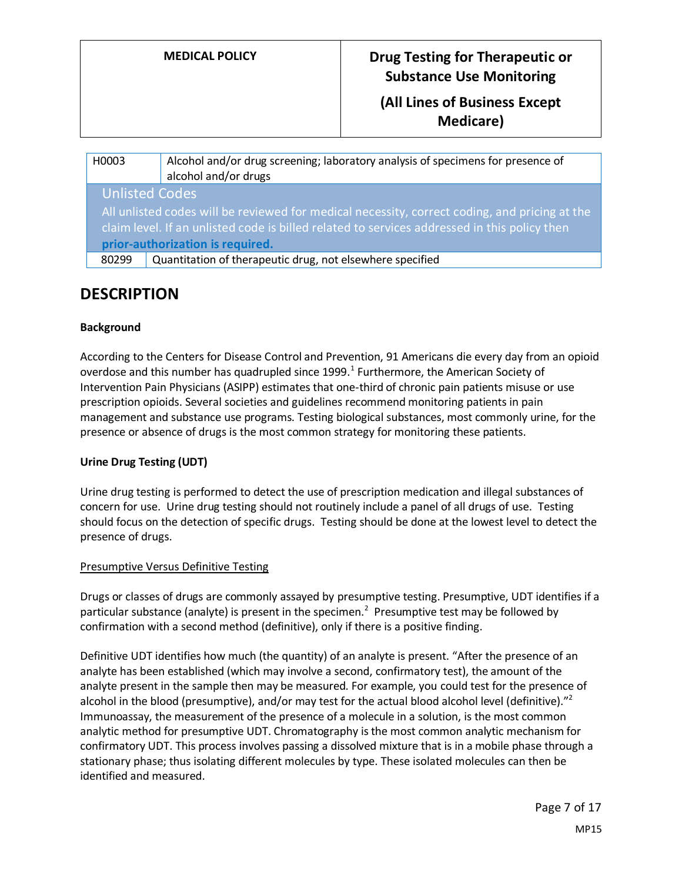| | |
|---|---|
| H0003 | Alcohol and/or drug screening; laboratory analysis of specimens for presence of alcohol and/or drugs |
| **Unlisted Codes** All unlisted codes will be reviewed for medical necessity, correct coding, and pricing at the claim level. If an unlisted code is billed related to services addressed in this policy then **prior-authorization is required.** | |
| 80299 | Quantitation of therapeutic drug, not elsewhere specified |

# DESCRIPTION

**Background**

According to the Centers for Disease Control and Prevention, 91 Americans die every day from an opioid overdose and this number has quadrupled since 1999.[1] Furthermore, the American Society of Intervention Pain Physicians (ASIPP) estimates that one-third of chronic pain patients misuse or use prescription opioids. Several societies and guidelines recommend monitoring patients in pain management and substance use programs. Testing biological substances, most commonly urine, for the presence or absence of drugs is the most common strategy for monitoring these patients.

**Urine Drug Testing (UDT)**

Urine drug testing is performed to detect the use of prescription medication and illegal substances of concern for use. Urine drug testing should not routinely include a panel of all drugs of use. Testing should focus on the detection of specific drugs. Testing should be done at the lowest level to detect the presence of drugs.

Presumptive Versus Definitive Testing

Drugs or classes of drugs are commonly assayed by presumptive testing. Presumptive, UDT identifies if a particular substance (analyte) is present in the specimen.[2] Presumptive test may be followed by confirmation with a second method (definitive), only if there is a positive finding.

Definitive UDT identifies how much (the quantity) of an analyte is present. "After the presence of an analyte has been established (which may involve a second, confirmatory test), the amount of the analyte present in the sample then may be measured. For example, you could test for the presence of alcohol in the blood (presumptive), and/or may test for the actual blood alcohol level (definitive)."[2] Immunoassay, the measurement of the presence of a molecule in a solution, is the most common analytic method for presumptive UDT. Chromatography is the most common analytic mechanism for confirmatory UDT. This process involves passing a dissolved mixture that is in a mobile phase through a stationary phase; thus isolating different molecules by type. These isolated molecules can then be identified and measured.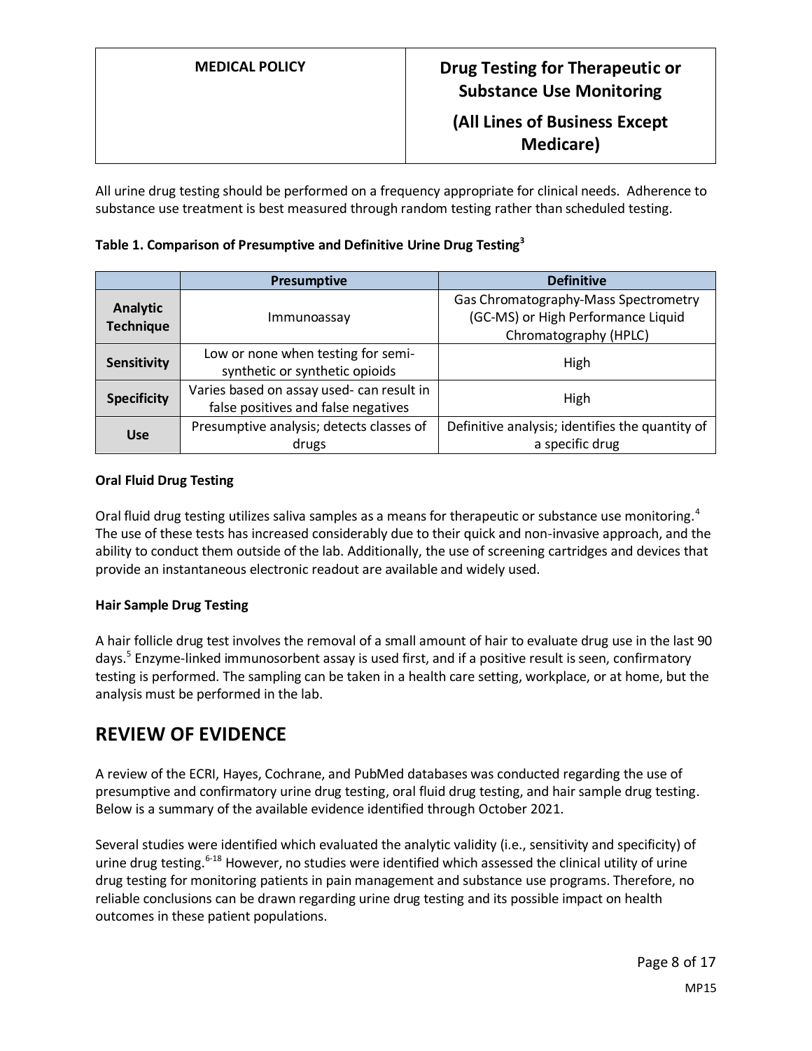All urine drug testing should be performed on a frequency appropriate for clinical needs. Adherence to substance use treatment is best measured through random testing rather than scheduled testing.

**Table 1. Comparison of Presumptive and Definitive Urine Drug Testing[3]**

| | Presumptive | Definitive |
|---|---|---|
| **Analytic Technique** | Immunoassay | Gas Chromatography-Mass Spectrometry (GC-MS) or High Performance Liquid Chromatography (HPLC) |
| **Sensitivity** | Low or none when testing for semi-synthetic or synthetic opioids | High |
| **Specificity** | Varies based on assay used- can result in false positives and false negatives | High |
| **Use** | Presumptive analysis; detects classes of drugs | Definitive analysis; identifies the quantity of a specific drug |

**Oral Fluid Drug Testing**

Oral fluid drug testing utilizes saliva samples as a means for therapeutic or substance use monitoring.[4] The use of these tests has increased considerably due to their quick and non-invasive approach, and the ability to conduct them outside of the lab. Additionally, the use of screening cartridges and devices that provide an instantaneous electronic readout are available and widely used.

**Hair Sample Drug Testing**

A hair follicle drug test involves the removal of a small amount of hair to evaluate drug use in the last 90 days.[5] Enzyme-linked immunosorbent assay is used first, and if a positive result is seen, confirmatory testing is performed. The sampling can be taken in a health care setting, workplace, or at home, but the analysis must be performed in the lab.

## REVIEW OF EVIDENCE

A review of the ECRI, Hayes, Cochrane, and PubMed databases was conducted regarding the use of presumptive and confirmatory urine drug testing, oral fluid drug testing, and hair sample drug testing. Below is a summary of the available evidence identified through October 2021.

Several studies were identified which evaluated the analytic validity (i.e., sensitivity and specificity) of urine drug testing.[6-18] However, no studies were identified which assessed the clinical utility of urine drug testing for monitoring patients in pain management and substance use programs. Therefore, no reliable conclusions can be drawn regarding urine drug testing and its possible impact on health outcomes in these patient populations.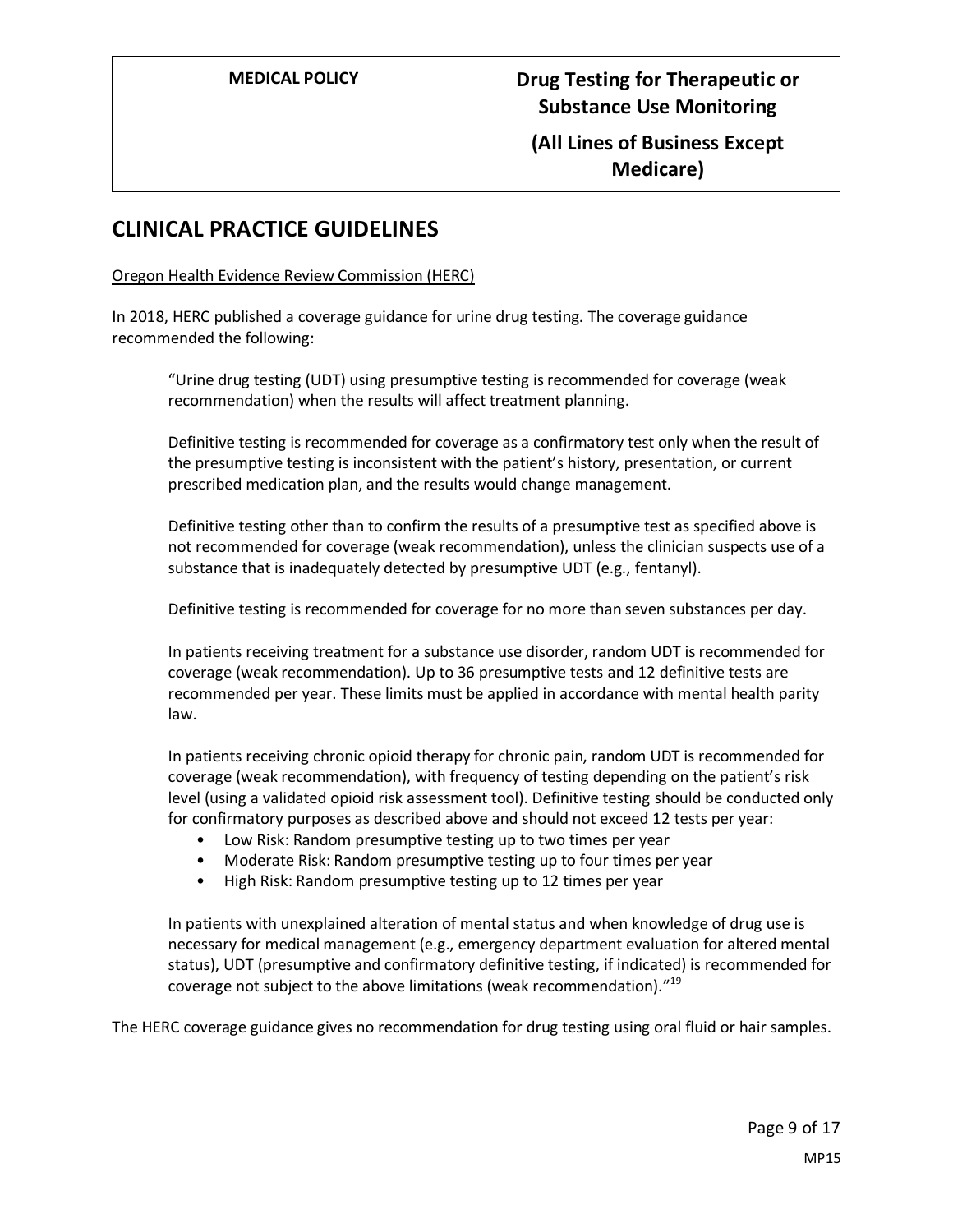## CLINICAL PRACTICE GUIDELINES

Oregon Health Evidence Review Commission (HERC)

In 2018, HERC published a coverage guidance for urine drug testing. The coverage guidance recommended the following:

> "Urine drug testing (UDT) using presumptive testing is recommended for coverage (weak recommendation) when the results will affect treatment planning.
>
> Definitive testing is recommended for coverage as a confirmatory test only when the result of the presumptive testing is inconsistent with the patient's history, presentation, or current prescribed medication plan, and the results would change management.
>
> Definitive testing other than to confirm the results of a presumptive test as specified above is not recommended for coverage (weak recommendation), unless the clinician suspects use of a substance that is inadequately detected by presumptive UDT (e.g., fentanyl).
>
> Definitive testing is recommended for coverage for no more than seven substances per day.
>
> In patients receiving treatment for a substance use disorder, random UDT is recommended for coverage (weak recommendation). Up to 36 presumptive tests and 12 definitive tests are recommended per year. These limits must be applied in accordance with mental health parity law.
>
> In patients receiving chronic opioid therapy for chronic pain, random UDT is recommended for coverage (weak recommendation), with frequency of testing depending on the patient's risk level (using a validated opioid risk assessment tool). Definitive testing should be conducted only for confirmatory purposes as described above and should not exceed 12 tests per year:
>
> - Low Risk: Random presumptive testing up to two times per year
> - Moderate Risk: Random presumptive testing up to four times per year
> - High Risk: Random presumptive testing up to 12 times per year
>
> In patients with unexplained alteration of mental status and when knowledge of drug use is necessary for medical management (e.g., emergency department evaluation for altered mental status), UDT (presumptive and confirmatory definitive testing, if indicated) is recommended for coverage not subject to the above limitations (weak recommendation)."[19]

The HERC coverage guidance gives no recommendation for drug testing using oral fluid or hair samples.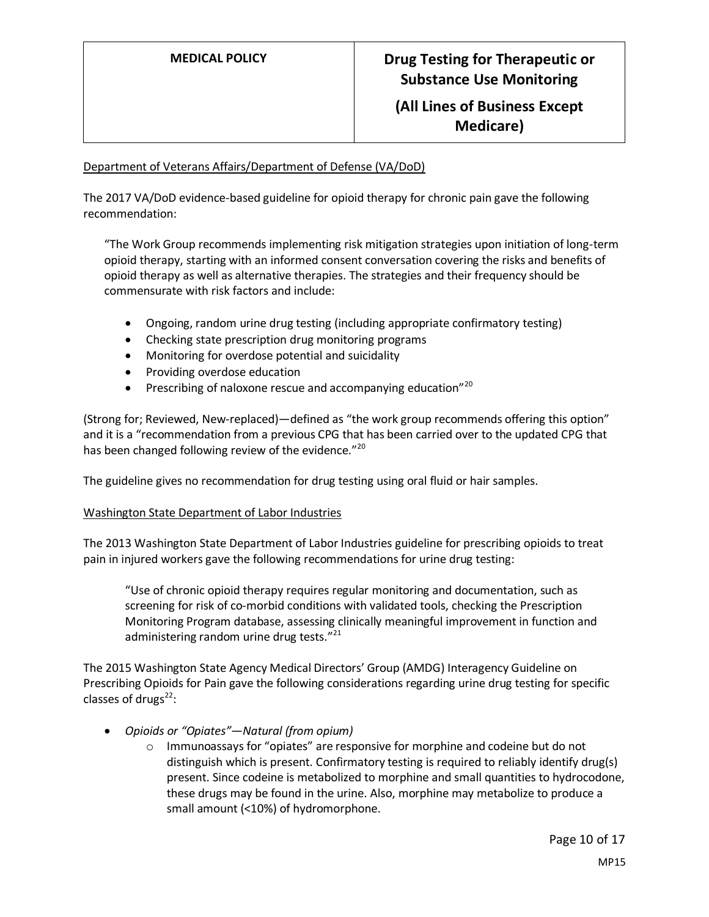Department of Veterans Affairs/Department of Defense (VA/DoD)

The 2017 VA/DoD evidence-based guideline for opioid therapy for chronic pain gave the following recommendation:

> "The Work Group recommends implementing risk mitigation strategies upon initiation of long-term opioid therapy, starting with an informed consent conversation covering the risks and benefits of opioid therapy as well as alternative therapies. The strategies and their frequency should be commensurate with risk factors and include:
>
> - Ongoing, random urine drug testing (including appropriate confirmatory testing)
> - Checking state prescription drug monitoring programs
> - Monitoring for overdose potential and suicidality
> - Providing overdose education
> - Prescribing of naloxone rescue and accompanying education"[20]

(Strong for; Reviewed, New-replaced)—defined as "the work group recommends offering this option" and it is a "recommendation from a previous CPG that has been carried over to the updated CPG that has been changed following review of the evidence."[20]

The guideline gives no recommendation for drug testing using oral fluid or hair samples.

Washington State Department of Labor Industries

The 2013 Washington State Department of Labor Industries guideline for prescribing opioids to treat pain in injured workers gave the following recommendations for urine drug testing:

> "Use of chronic opioid therapy requires regular monitoring and documentation, such as screening for risk of co-morbid conditions with validated tools, checking the Prescription Monitoring Program database, assessing clinically meaningful improvement in function and administering random urine drug tests."[21]

The 2015 Washington State Agency Medical Directors' Group (AMDG) Interagency Guideline on Prescribing Opioids for Pain gave the following considerations regarding urine drug testing for specific classes of drugs[22]:

- *Opioids or "Opiates"—Natural (from opium)*
  - Immunoassays for "opiates" are responsive for morphine and codeine but do not distinguish which is present. Confirmatory testing is required to reliably identify drug(s) present. Since codeine is metabolized to morphine and small quantities to hydrocodone, these drugs may be found in the urine. Also, morphine may metabolize to produce a small amount (<10%) of hydromorphone.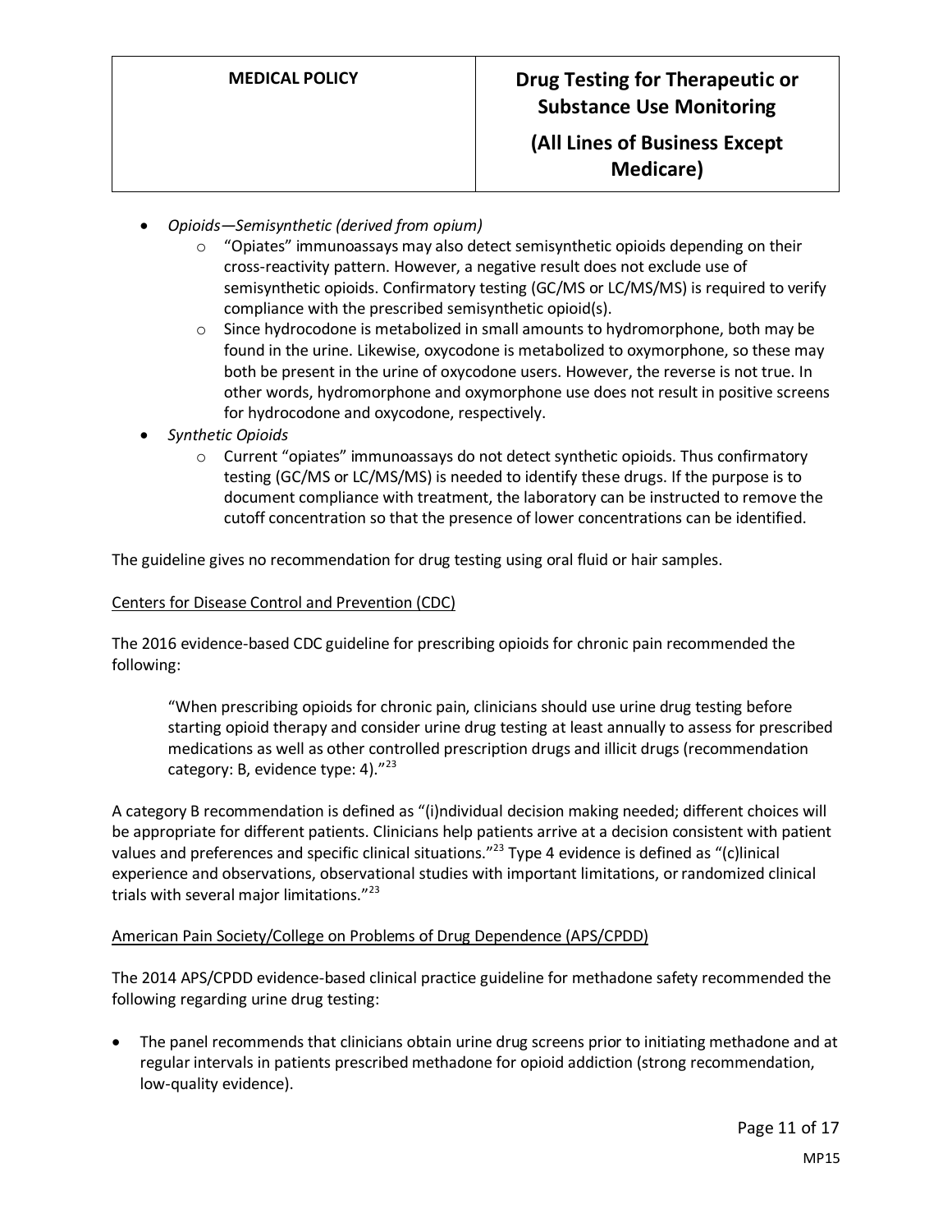- *Opioids—Semisynthetic (derived from opium)*
    - "Opiates" immunoassays may also detect semisynthetic opioids depending on their cross-reactivity pattern. However, a negative result does not exclude use of semisynthetic opioids. Confirmatory testing (GC/MS or LC/MS/MS) is required to verify compliance with the prescribed semisynthetic opioid(s).
    - Since hydrocodone is metabolized in small amounts to hydromorphone, both may be found in the urine. Likewise, oxycodone is metabolized to oxymorphone, so these may both be present in the urine of oxycodone users. However, the reverse is not true. In other words, hydromorphone and oxymorphone use does not result in positive screens for hydrocodone and oxycodone, respectively.
- *Synthetic Opioids*
    - Current "opiates" immunoassays do not detect synthetic opioids. Thus confirmatory testing (GC/MS or LC/MS/MS) is needed to identify these drugs. If the purpose is to document compliance with treatment, the laboratory can be instructed to remove the cutoff concentration so that the presence of lower concentrations can be identified.

The guideline gives no recommendation for drug testing using oral fluid or hair samples.

Centers for Disease Control and Prevention (CDC)

The 2016 evidence-based CDC guideline for prescribing opioids for chronic pain recommended the following:

> "When prescribing opioids for chronic pain, clinicians should use urine drug testing before starting opioid therapy and consider urine drug testing at least annually to assess for prescribed medications as well as other controlled prescription drugs and illicit drugs (recommendation category: B, evidence type: 4)."[23]

A category B recommendation is defined as "(i)ndividual decision making needed; different choices will be appropriate for different patients. Clinicians help patients arrive at a decision consistent with patient values and preferences and specific clinical situations."[23] Type 4 evidence is defined as "(c)linical experience and observations, observational studies with important limitations, or randomized clinical trials with several major limitations."[23]

American Pain Society/College on Problems of Drug Dependence (APS/CPDD)

The 2014 APS/CPDD evidence-based clinical practice guideline for methadone safety recommended the following regarding urine drug testing:

- The panel recommends that clinicians obtain urine drug screens prior to initiating methadone and at regular intervals in patients prescribed methadone for opioid addiction (strong recommendation, low-quality evidence).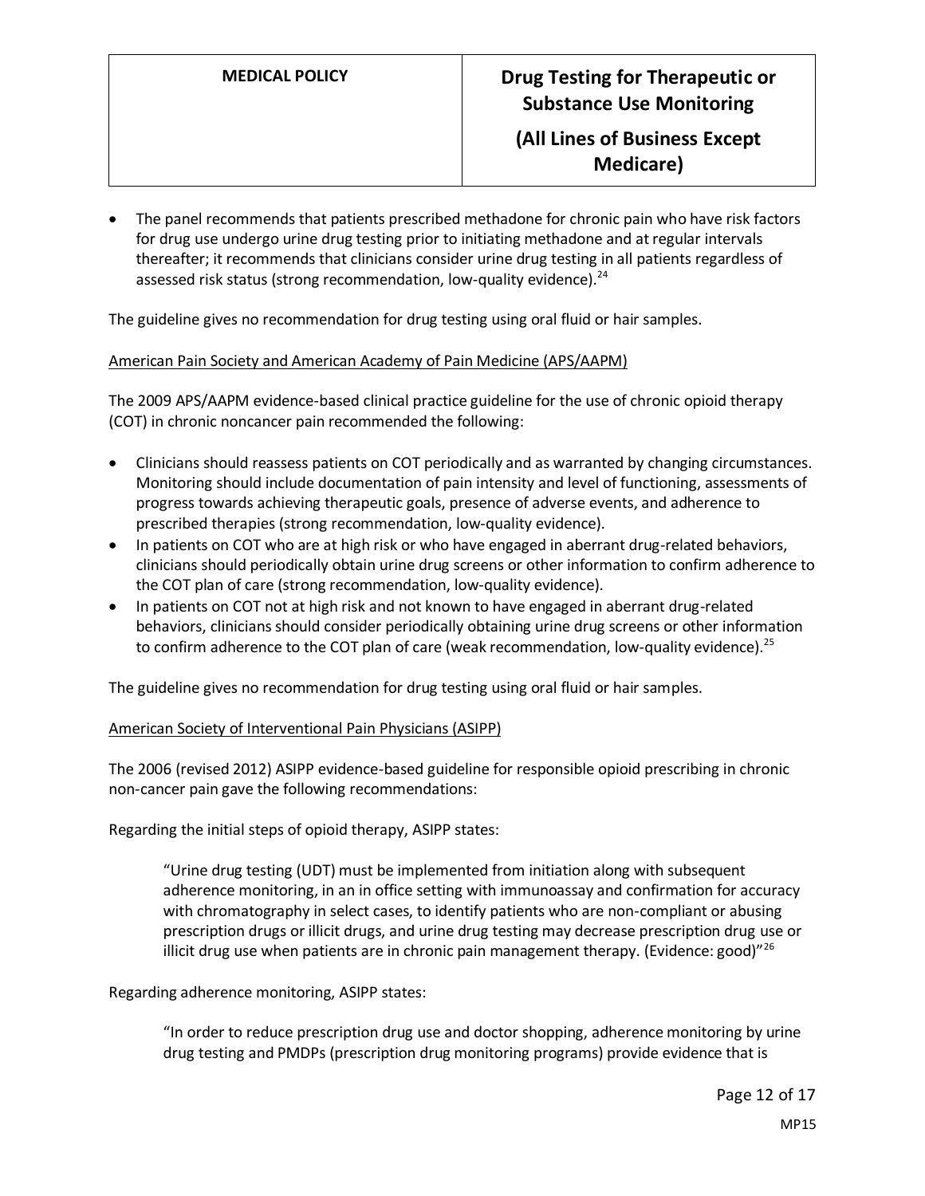- The panel recommends that patients prescribed methadone for chronic pain who have risk factors for drug use undergo urine drug testing prior to initiating methadone and at regular intervals thereafter; it recommends that clinicians consider urine drug testing in all patients regardless of assessed risk status (strong recommendation, low-quality evidence).[24]

The guideline gives no recommendation for drug testing using oral fluid or hair samples.

American Pain Society and American Academy of Pain Medicine (APS/AAPM)

The 2009 APS/AAPM evidence-based clinical practice guideline for the use of chronic opioid therapy (COT) in chronic noncancer pain recommended the following:

- Clinicians should reassess patients on COT periodically and as warranted by changing circumstances. Monitoring should include documentation of pain intensity and level of functioning, assessments of progress towards achieving therapeutic goals, presence of adverse events, and adherence to prescribed therapies (strong recommendation, low-quality evidence).
- In patients on COT who are at high risk or who have engaged in aberrant drug-related behaviors, clinicians should periodically obtain urine drug screens or other information to confirm adherence to the COT plan of care (strong recommendation, low-quality evidence).
- In patients on COT not at high risk and not known to have engaged in aberrant drug-related behaviors, clinicians should consider periodically obtaining urine drug screens or other information to confirm adherence to the COT plan of care (weak recommendation, low-quality evidence).[25]

The guideline gives no recommendation for drug testing using oral fluid or hair samples.

American Society of Interventional Pain Physicians (ASIPP)

The 2006 (revised 2012) ASIPP evidence-based guideline for responsible opioid prescribing in chronic non-cancer pain gave the following recommendations:

Regarding the initial steps of opioid therapy, ASIPP states:

> "Urine drug testing (UDT) must be implemented from initiation along with subsequent adherence monitoring, in an in office setting with immunoassay and confirmation for accuracy with chromatography in select cases, to identify patients who are non-compliant or abusing prescription drugs or illicit drugs, and urine drug testing may decrease prescription drug use or illicit drug use when patients are in chronic pain management therapy. (Evidence: good)"[26]

Regarding adherence monitoring, ASIPP states:

> "In order to reduce prescription drug use and doctor shopping, adherence monitoring by urine drug testing and PMDPs (prescription drug monitoring programs) provide evidence that is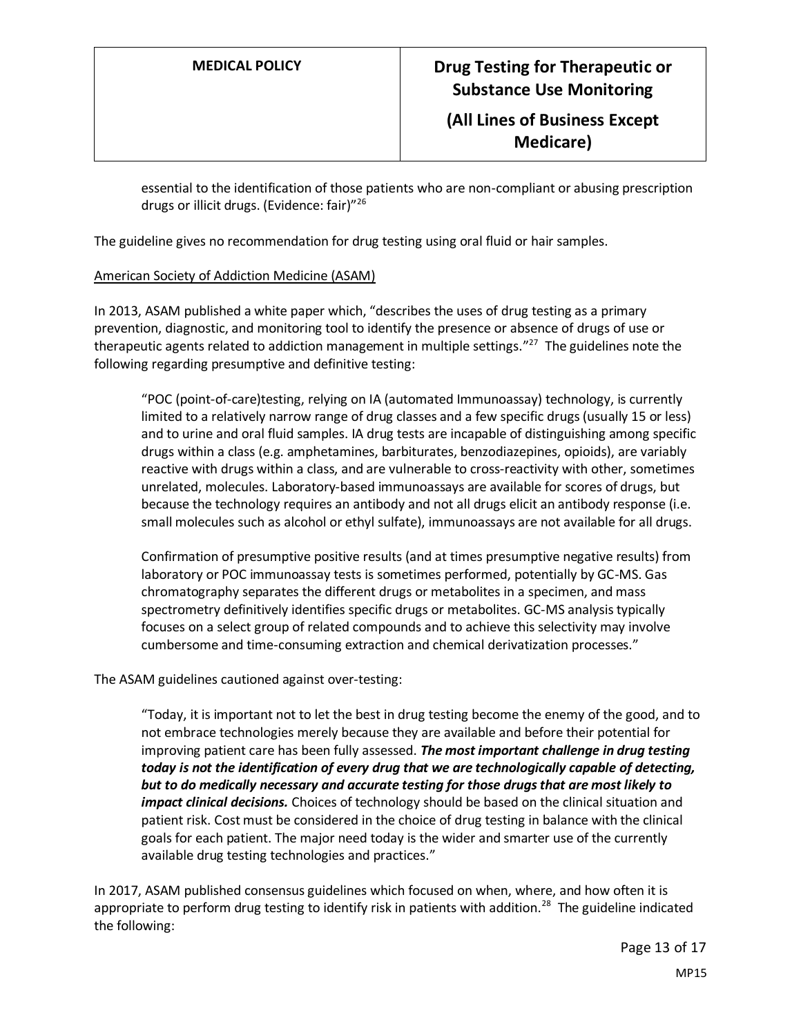essential to the identification of those patients who are non-compliant or abusing prescription drugs or illicit drugs. (Evidence: fair)"[26]

The guideline gives no recommendation for drug testing using oral fluid or hair samples.

American Society of Addiction Medicine (ASAM)

In 2013, ASAM published a white paper which, "describes the uses of drug testing as a primary prevention, diagnostic, and monitoring tool to identify the presence or absence of drugs of use or therapeutic agents related to addiction management in multiple settings."[27] The guidelines note the following regarding presumptive and definitive testing:

> "POC (point-of-care)testing, relying on IA (automated Immunoassay) technology, is currently limited to a relatively narrow range of drug classes and a few specific drugs (usually 15 or less) and to urine and oral fluid samples. IA drug tests are incapable of distinguishing among specific drugs within a class (e.g. amphetamines, barbiturates, benzodiazepines, opioids), are variably reactive with drugs within a class, and are vulnerable to cross-reactivity with other, sometimes unrelated, molecules. Laboratory-based immunoassays are available for scores of drugs, but because the technology requires an antibody and not all drugs elicit an antibody response (i.e. small molecules such as alcohol or ethyl sulfate), immunoassays are not available for all drugs.
>
> Confirmation of presumptive positive results (and at times presumptive negative results) from laboratory or POC immunoassay tests is sometimes performed, potentially by GC-MS. Gas chromatography separates the different drugs or metabolites in a specimen, and mass spectrometry definitively identifies specific drugs or metabolites. GC-MS analysis typically focuses on a select group of related compounds and to achieve this selectivity may involve cumbersome and time-consuming extraction and chemical derivatization processes."

The ASAM guidelines cautioned against over-testing:

> "Today, it is important not to let the best in drug testing become the enemy of the good, and to not embrace technologies merely because they are available and before their potential for improving patient care has been fully assessed. ***The most important challenge in drug testing today is not the identification of every drug that we are technologically capable of detecting, but to do medically necessary and accurate testing for those drugs that are most likely to impact clinical decisions.*** Choices of technology should be based on the clinical situation and patient risk. Cost must be considered in the choice of drug testing in balance with the clinical goals for each patient. The major need today is the wider and smarter use of the currently available drug testing technologies and practices."

In 2017, ASAM published consensus guidelines which focused on when, where, and how often it is appropriate to perform drug testing to identify risk in patients with addition.[28] The guideline indicated the following: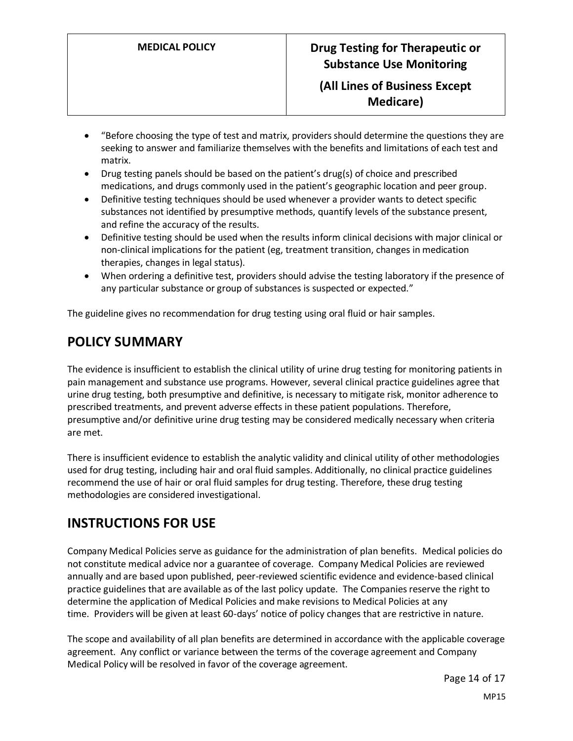- "Before choosing the type of test and matrix, providers should determine the questions they are seeking to answer and familiarize themselves with the benefits and limitations of each test and matrix.
- Drug testing panels should be based on the patient's drug(s) of choice and prescribed medications, and drugs commonly used in the patient's geographic location and peer group.
- Definitive testing techniques should be used whenever a provider wants to detect specific substances not identified by presumptive methods, quantify levels of the substance present, and refine the accuracy of the results.
- Definitive testing should be used when the results inform clinical decisions with major clinical or non-clinical implications for the patient (eg, treatment transition, changes in medication therapies, changes in legal status).
- When ordering a definitive test, providers should advise the testing laboratory if the presence of any particular substance or group of substances is suspected or expected."

The guideline gives no recommendation for drug testing using oral fluid or hair samples.

# POLICY SUMMARY

The evidence is insufficient to establish the clinical utility of urine drug testing for monitoring patients in pain management and substance use programs. However, several clinical practice guidelines agree that urine drug testing, both presumptive and definitive, is necessary to mitigate risk, monitor adherence to prescribed treatments, and prevent adverse effects in these patient populations. Therefore, presumptive and/or definitive urine drug testing may be considered medically necessary when criteria are met.

There is insufficient evidence to establish the analytic validity and clinical utility of other methodologies used for drug testing, including hair and oral fluid samples. Additionally, no clinical practice guidelines recommend the use of hair or oral fluid samples for drug testing. Therefore, these drug testing methodologies are considered investigational.

# INSTRUCTIONS FOR USE

Company Medical Policies serve as guidance for the administration of plan benefits. Medical policies do not constitute medical advice nor a guarantee of coverage. Company Medical Policies are reviewed annually and are based upon published, peer-reviewed scientific evidence and evidence-based clinical practice guidelines that are available as of the last policy update. The Companies reserve the right to determine the application of Medical Policies and make revisions to Medical Policies at any time. Providers will be given at least 60-days' notice of policy changes that are restrictive in nature.

The scope and availability of all plan benefits are determined in accordance with the applicable coverage agreement. Any conflict or variance between the terms of the coverage agreement and Company Medical Policy will be resolved in favor of the coverage agreement.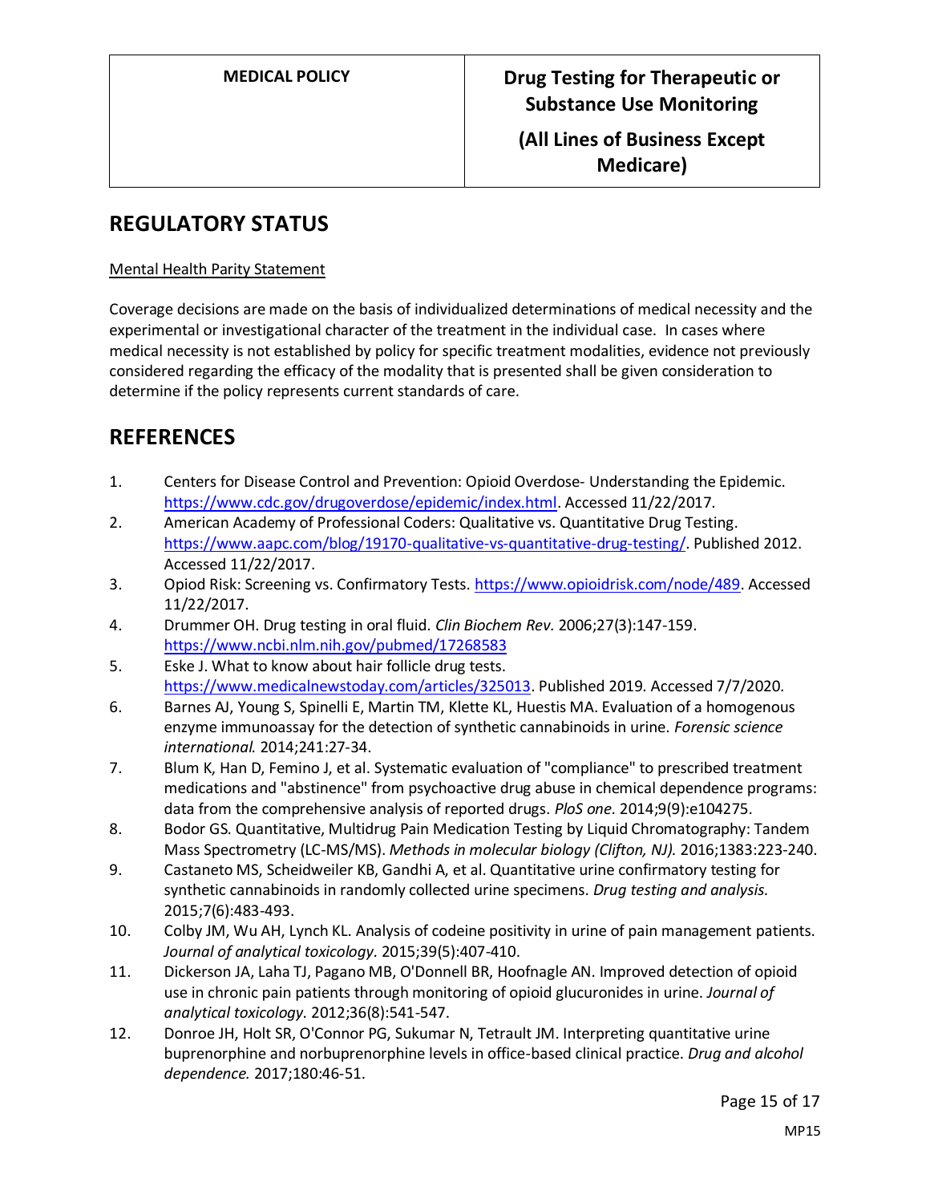## REGULATORY STATUS

Mental Health Parity Statement

Coverage decisions are made on the basis of individualized determinations of medical necessity and the experimental or investigational character of the treatment in the individual case. In cases where medical necessity is not established by policy for specific treatment modalities, evidence not previously considered regarding the efficacy of the modality that is presented shall be given consideration to determine if the policy represents current standards of care.

## REFERENCES

1. Centers for Disease Control and Prevention: Opioid Overdose- Understanding the Epidemic. https://www.cdc.gov/drugoverdose/epidemic/index.html. Accessed 11/22/2017.
2. American Academy of Professional Coders: Qualitative vs. Quantitative Drug Testing. https://www.aapc.com/blog/19170-qualitative-vs-quantitative-drug-testing/. Published 2012. Accessed 11/22/2017.
3. Opiod Risk: Screening vs. Confirmatory Tests. https://www.opioidrisk.com/node/489. Accessed 11/22/2017.
4. Drummer OH. Drug testing in oral fluid. *Clin Biochem Rev.* 2006;27(3):147-159. https://www.ncbi.nlm.nih.gov/pubmed/17268583
5. Eske J. What to know about hair follicle drug tests. https://www.medicalnewstoday.com/articles/325013. Published 2019. Accessed 7/7/2020.
6. Barnes AJ, Young S, Spinelli E, Martin TM, Klette KL, Huestis MA. Evaluation of a homogenous enzyme immunoassay for the detection of synthetic cannabinoids in urine. *Forensic science international.* 2014;241:27-34.
7. Blum K, Han D, Femino J, et al. Systematic evaluation of "compliance" to prescribed treatment medications and "abstinence" from psychoactive drug abuse in chemical dependence programs: data from the comprehensive analysis of reported drugs. *PloS one.* 2014;9(9):e104275.
8. Bodor GS. Quantitative, Multidrug Pain Medication Testing by Liquid Chromatography: Tandem Mass Spectrometry (LC-MS/MS). *Methods in molecular biology (Clifton, NJ).* 2016;1383:223-240.
9. Castaneto MS, Scheidweiler KB, Gandhi A, et al. Quantitative urine confirmatory testing for synthetic cannabinoids in randomly collected urine specimens. *Drug testing and analysis.* 2015;7(6):483-493.
10. Colby JM, Wu AH, Lynch KL. Analysis of codeine positivity in urine of pain management patients. *Journal of analytical toxicology.* 2015;39(5):407-410.
11. Dickerson JA, Laha TJ, Pagano MB, O'Donnell BR, Hoofnagle AN. Improved detection of opioid use in chronic pain patients through monitoring of opioid glucuronides in urine. *Journal of analytical toxicology.* 2012;36(8):541-547.
12. Donroe JH, Holt SR, O'Connor PG, Sukumar N, Tetrault JM. Interpreting quantitative urine buprenorphine and norbuprenorphine levels in office-based clinical practice. *Drug and alcohol dependence.* 2017;180:46-51.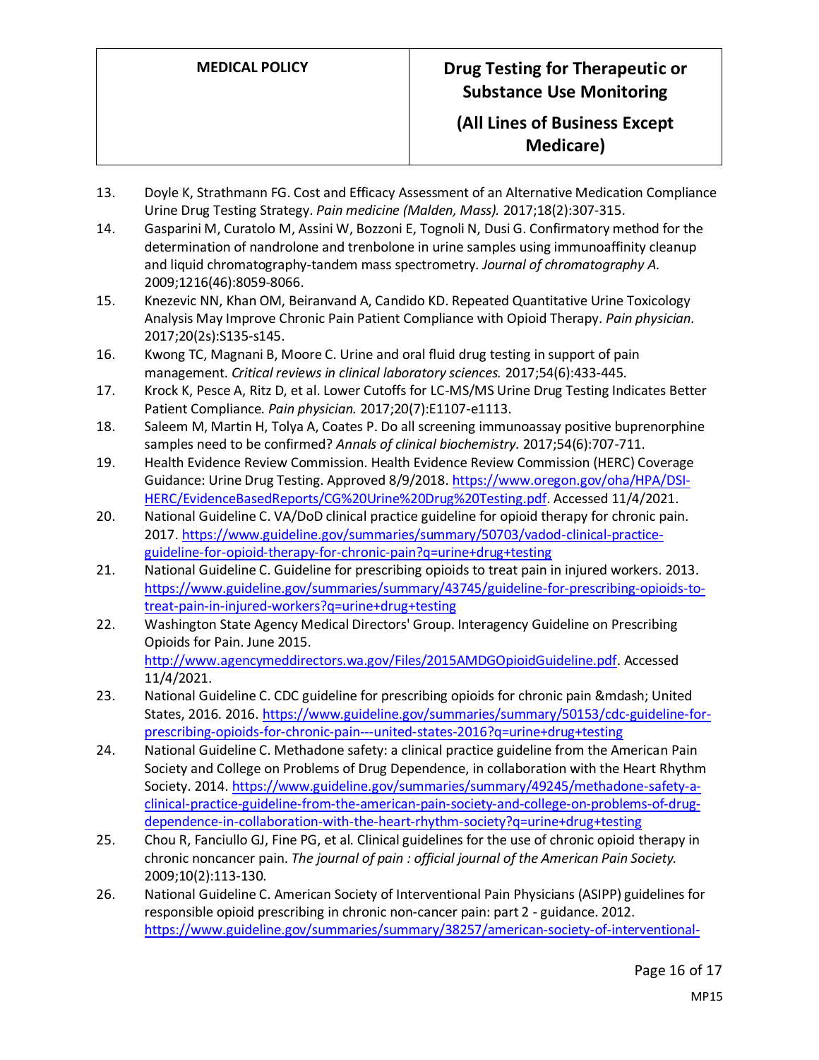13. Doyle K, Strathmann FG. Cost and Efficacy Assessment of an Alternative Medication Compliance Urine Drug Testing Strategy. *Pain medicine (Malden, Mass).* 2017;18(2):307-315.
14. Gasparini M, Curatolo M, Assini W, Bozzoni E, Tognoli N, Dusi G. Confirmatory method for the determination of nandrolone and trenbolone in urine samples using immunoaffinity cleanup and liquid chromatography-tandem mass spectrometry. *Journal of chromatography A.* 2009;1216(46):8059-8066.
15. Knezevic NN, Khan OM, Beiranvand A, Candido KD. Repeated Quantitative Urine Toxicology Analysis May Improve Chronic Pain Patient Compliance with Opioid Therapy. *Pain physician.* 2017;20(2s):S135-s145.
16. Kwong TC, Magnani B, Moore C. Urine and oral fluid drug testing in support of pain management. *Critical reviews in clinical laboratory sciences.* 2017;54(6):433-445.
17. Krock K, Pesce A, Ritz D, et al. Lower Cutoffs for LC-MS/MS Urine Drug Testing Indicates Better Patient Compliance. *Pain physician.* 2017;20(7):E1107-e1113.
18. Saleem M, Martin H, Tolya A, Coates P. Do all screening immunoassay positive buprenorphine samples need to be confirmed? *Annals of clinical biochemistry.* 2017;54(6):707-711.
19. Health Evidence Review Commission. Health Evidence Review Commission (HERC) Coverage Guidance: Urine Drug Testing. Approved 8/9/2018. [https://www.oregon.gov/oha/HPA/DSI-HERC/EvidenceBasedReports/CG%20Urine%20Drug%20Testing.pdf](https://www.oregon.gov/oha/HPA/DSI-HERC/EvidenceBasedReports/CG%20Urine%20Drug%20Testing.pdf). Accessed 11/4/2021.
20. National Guideline C. VA/DoD clinical practice guideline for opioid therapy for chronic pain. 2017. [https://www.guideline.gov/summaries/summary/50703/vadod-clinical-practice-guideline-for-opioid-therapy-for-chronic-pain?q=urine+drug+testing](https://www.guideline.gov/summaries/summary/50703/vadod-clinical-practice-guideline-for-opioid-therapy-for-chronic-pain?q=urine+drug+testing)
21. National Guideline C. Guideline for prescribing opioids to treat pain in injured workers. 2013. [https://www.guideline.gov/summaries/summary/43745/guideline-for-prescribing-opioids-to-treat-pain-in-injured-workers?q=urine+drug+testing](https://www.guideline.gov/summaries/summary/43745/guideline-for-prescribing-opioids-to-treat-pain-in-injured-workers?q=urine+drug+testing)
22. Washington State Agency Medical Directors' Group. Interagency Guideline on Prescribing Opioids for Pain. June 2015. [http://www.agencymeddirectors.wa.gov/Files/2015AMDGOpioidGuideline.pdf](http://www.agencymeddirectors.wa.gov/Files/2015AMDGOpioidGuideline.pdf). Accessed 11/4/2021.
23. National Guideline C. CDC guideline for prescribing opioids for chronic pain &mdash; United States, 2016. 2016. [https://www.guideline.gov/summaries/summary/50153/cdc-guideline-for-prescribing-opioids-for-chronic-pain---united-states-2016?q=urine+drug+testing](https://www.guideline.gov/summaries/summary/50153/cdc-guideline-for-prescribing-opioids-for-chronic-pain---united-states-2016?q=urine+drug+testing)
24. National Guideline C. Methadone safety: a clinical practice guideline from the American Pain Society and College on Problems of Drug Dependence, in collaboration with the Heart Rhythm Society. 2014. [https://www.guideline.gov/summaries/summary/49245/methadone-safety-a-clinical-practice-guideline-from-the-american-pain-society-and-college-on-problems-of-drug-dependence-in-collaboration-with-the-heart-rhythm-society?q=urine+drug+testing](https://www.guideline.gov/summaries/summary/49245/methadone-safety-a-clinical-practice-guideline-from-the-american-pain-society-and-college-on-problems-of-drug-dependence-in-collaboration-with-the-heart-rhythm-society?q=urine+drug+testing)
25. Chou R, Fanciullo GJ, Fine PG, et al. Clinical guidelines for the use of chronic opioid therapy in chronic noncancer pain. *The journal of pain : official journal of the American Pain Society.* 2009;10(2):113-130.
26. National Guideline C. American Society of Interventional Pain Physicians (ASIPP) guidelines for responsible opioid prescribing in chronic non-cancer pain: part 2 - guidance. 2012. https://www.guideline.gov/summaries/summary/38257/american-society-of-interventional-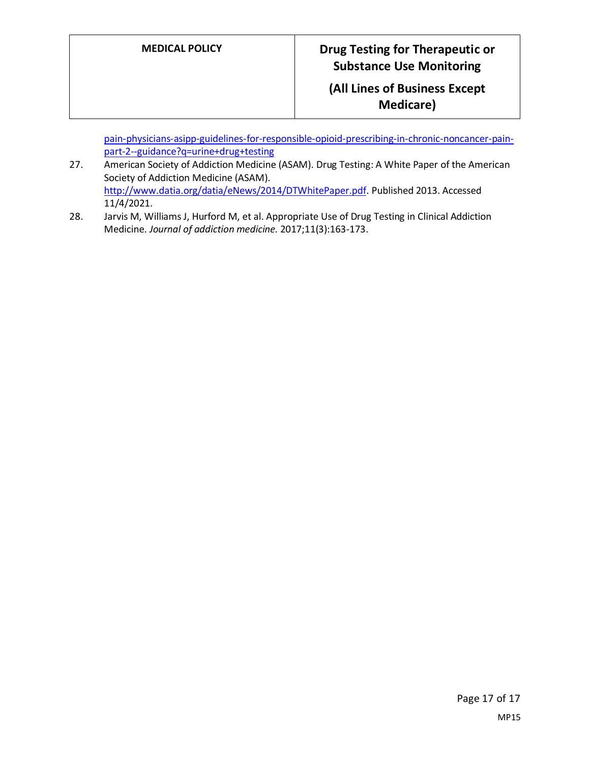pain-physicians-asipp-guidelines-for-responsible-opioid-prescribing-in-chronic-noncancer-pain-part-2--guidance?q=urine+drug+testing

27. American Society of Addiction Medicine (ASAM). Drug Testing: A White Paper of the American Society of Addiction Medicine (ASAM). http://www.datia.org/datia/eNews/2014/DTWhitePaper.pdf. Published 2013. Accessed 11/4/2021.
28. Jarvis M, Williams J, Hurford M, et al. Appropriate Use of Drug Testing in Clinical Addiction Medicine. *Journal of addiction medicine.* 2017;11(3):163-173.